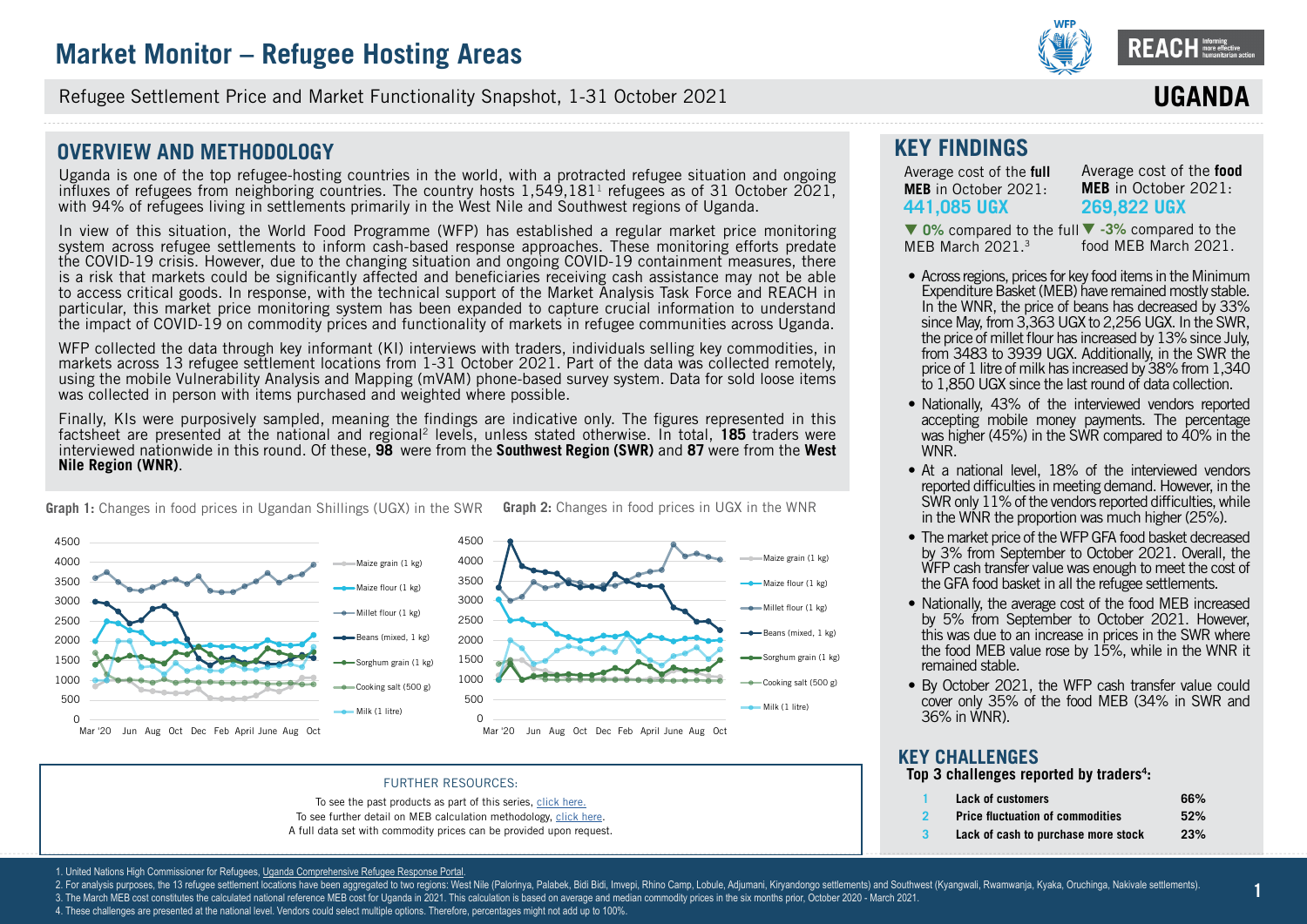# Market Monitor – Refugee Hosting Areas

Refugee Settlement Price and Market Functionality Snapshot, 1-31 October 2021

**UGANDA**

## OVERVIEW AND METHODOLOGY

Uganda is one of the top refugee-hosting countries in the world, with a protracted refugee situation and ongoing influxes of refugees from neighboring countries. The country hosts 1,549,181[1] refugees as of 31 October 2021, with 94% of refugees living in settlements primarily in the West Nile and Southwest regions of Uganda.

In view of this situation, the World Food Programme (WFP) has established a regular market price monitoring system across refugee settlements to inform cash-based response approaches. These monitoring efforts predate the COVID-19 crisis. However, due to the changing situation and ongoing COVID-19 containment measures, there is a risk that markets could be significantly affected and beneficiaries receiving cash assistance may not be able to access critical goods. In response, with the technical support of the Market Analysis Task Force and REACH in particular, this market price monitoring system has been expanded to capture crucial information to understand the impact of COVID-19 on commodity prices and functionality of markets in refugee communities across Uganda.

WFP collected the data through key informant (KI) interviews with traders, individuals selling key commodities, in markets across 13 refugee settlement locations from 1-31 October 2021. Part of the data was collected remotely, using the mobile Vulnerability Analysis and Mapping (mVAM) phone-based survey system. Data for sold loose items was collected in person with items purchased and weighted where possible.

Finally, KIs were purposively sampled, meaning the findings are indicative only. The figures represented in this factsheet are presented at the national and regional[2] levels, unless stated otherwise. In total, **185** traders were interviewed nationwide in this round. Of these, **98** were from the **Southwest Region (SWR)** and **87** were from the **West Nile Region (WNR)**.

**Graph 1:** Changes in food prices in Ugandan Shillings (UGX) in the SWR

**Graph 2:** Changes in food prices in UGX in the WNR

FURTHER RESOURCES:

To see the past products as part of this series, click here.
To see further detail on MEB calculation methodology, click here.
A full data set with commodity prices can be provided upon request.

## KEY FINDINGS

Average cost of the **full MEB** in October 2021: **441,085 UGX**
▼ **0%** compared to the full MEB March 2021.[3]

Average cost of the **food MEB** in October 2021: **269,822 UGX**
▼ **-3%** compared to the food MEB March 2021.

- Across regions, prices for key food items in the Minimum Expenditure Basket (MEB) have remained mostly stable. In the WNR, the price of beans has decreased by 33% since May, from 3,363 UGX to 2,256 UGX. In the SWR, the price of millet flour has increased by 13% since July, from 3483 to 3939 UGX. Additionally, in the SWR the price of 1 litre of milk has increased by 38% from 1,340 to 1,850 UGX since the last round of data collection.
- Nationally, 43% of the interviewed vendors reported accepting mobile money payments. The percentage was higher (45%) in the SWR compared to 40% in the WNR.
- At a national level, 18% of the interviewed vendors reported difficulties in meeting demand. However, in the SWR only 11% of the vendors reported difficulties, while in the WNR the proportion was much higher (25%).
- The market price of the WFP GFA food basket decreased by 3% from September to October 2021. Overall, the WFP cash transfer value was enough to meet the cost of the GFA food basket in all the refugee settlements.
- Nationally, the average cost of the food MEB increased by 5% from September to October 2021. However, this was due to an increase in prices in the SWR where the food MEB value rose by 15%, while in the WNR it remained stable.
- By October 2021, the WFP cash transfer value could cover only 35% of the food MEB (34% in SWR and 36% in WNR).

## KEY CHALLENGES

**Top 3 challenges reported by traders[4]:**

| | | |
|---|---|---|
| 1 | Lack of customers | 66% |
| 2 | Price fluctuation of commodities | 52% |
| 3 | Lack of cash to purchase more stock | 23% |

1. United Nations High Commissioner for Refugees, Uganda Comprehensive Refugee Response Portal.
2. For analysis purposes, the 13 refugee settlement locations have been aggregated to two regions: West Nile (Palorinya, Palabek, Bidi Bidi, Imvepi, Rhino Camp, Lobule, Adjumani, Kiryandongo settlements) and Southwest (Kyangwali, Rwamwanja, Kyaka, Oruchinga, Nakivale settlements).
3. The March MEB cost constitutes the calculated national reference MEB cost for Uganda in 2021. This calculation is based on average and median commodity prices in the six months prior, October 2020 - March 2021.
4. These challenges are presented at the national level. Vendors could select multiple options. Therefore, percentages might not add up to 100%.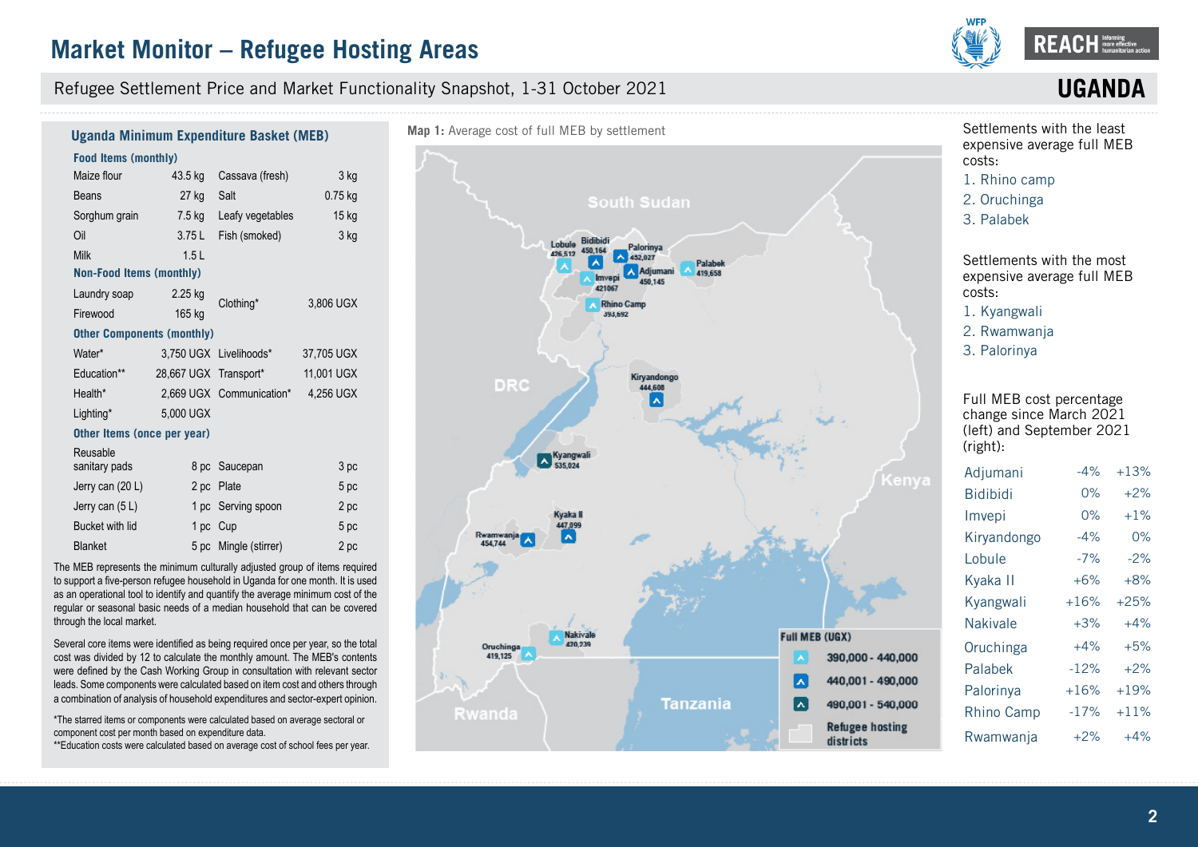# Market Monitor – Refugee Hosting Areas

Refugee Settlement Price and Market Functionality Snapshot, 1-31 October 2021

**UGANDA**

## Uganda Minimum Expenditure Basket (MEB)

| **Food Items (monthly)** | | | |
|---|---|---|---|
| Maize flour | 43.5 kg | Cassava (fresh) | 3 kg |
| Beans | 27 kg | Salt | 0.75 kg |
| Sorghum grain | 7.5 kg | Leafy vegetables | 15 kg |
| Oil | 3.75 L | Fish (smoked) | 3 kg |
| Milk | 1.5 L | | |
| **Non-Food Items (monthly)** | | | |
| Laundry soap | 2.25 kg | Clothing* | 3,806 UGX |
| Firewood | 165 kg | | |
| **Other Components (monthly)** | | | |
| Water* | 3,750 UGX | Livelihoods* | 37,705 UGX |
| Education** | 28,667 UGX | Transport* | 11,001 UGX |
| Health* | 2,669 UGX | Communication* | 4,256 UGX |
| Lighting* | 5,000 UGX | | |
| **Other Items (once per year)** | | | |
| Reusable sanitary pads | 8 pc | Saucepan | 3 pc |
| Jerry can (20 L) | 2 pc | Plate | 5 pc |
| Jerry can (5 L) | 1 pc | Serving spoon | 2 pc |
| Bucket with lid | 1 pc | Cup | 5 pc |
| Blanket | 5 pc | Mingle (stirrer) | 2 pc |

The MEB represents the minimum culturally adjusted group of items required to support a five-person refugee household in Uganda for one month. It is used as an operational tool to identify and quantify the average minimum cost of the regular or seasonal basic needs of a median household that can be covered through the local market.

Several core items were identified as being required once per year, so the total cost was divided by 12 to calculate the monthly amount. The MEB's contents were defined by the Cash Working Group in consultation with relevant sector leads. Some components were calculated based on item cost and others through a combination of analysis of household expenditures and sector-expert opinion.

*The starred items or components were calculated based on average sectoral or component cost per month based on expenditure data.
**Education costs were calculated based on average cost of school fees per year.

**Map 1:** Average cost of full MEB by settlement

| Settlement | Full MEB (UGX) |
|---|---|
| Lobule | 426,512 |
| Bidibidi | 450,164 |
| Palorinya | 452,027 |
| Imvepi | 421067 |
| Adjumani | 450,145 |
| Palabek | 419,658 |
| Rhino Camp | 393,692 |
| Kiryandongo | 444,608 |
| Kyangwali | 535,024 |
| Kyaka II | 447,099 |
| Rwamwanja | 454,744 |
| Nakivale | 420,239 |
| Oruchinga | 419,125 |

Full MEB (UGX): 390,000 - 440,000; 440,001 - 490,000; 490,001 - 540,000; Refugee hosting districts

Settlements with the least expensive average full MEB costs:

1. Rhino camp
2. Oruchinga
3. Palabek

Settlements with the most expensive average full MEB costs:

1. Kyangwali
2. Rwamwanja
3. Palorinya

Full MEB cost percentage change since March 2021 (left) and September 2021 (right):

| Settlement | Since March 2021 | Since September 2021 |
|---|---|---|
| Adjumani | -4% | +13% |
| Bidibidi | 0% | +2% |
| Imvepi | 0% | +1% |
| Kiryandongo | -4% | 0% |
| Lobule | -7% | -2% |
| Kyaka II | +6% | +8% |
| Kyangwali | +16% | +25% |
| Nakivale | +3% | +4% |
| Oruchinga | +4% | +5% |
| Palabek | -12% | +2% |
| Palorinya | +16% | +19% |
| Rhino Camp | -17% | +11% |
| Rwamwanja | +2% | +4% |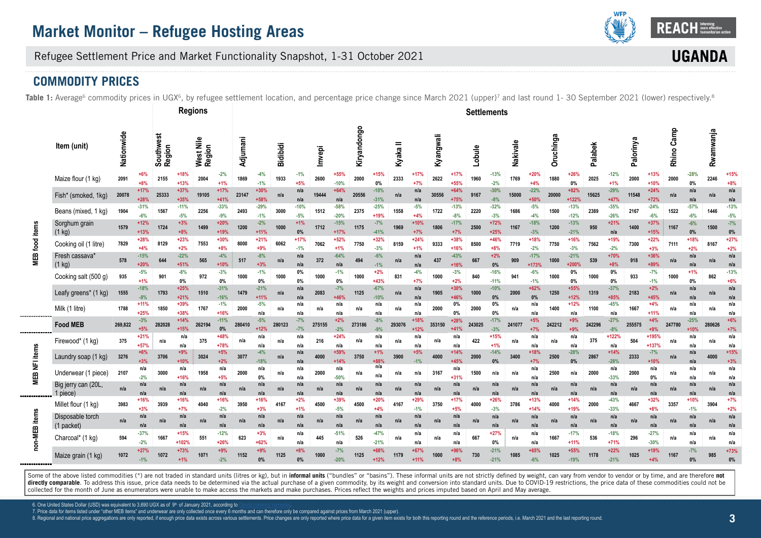# Market Monitor – Refugee Hosting Areas

Refugee Settlement Price and Market Functionality Snapshot, 1-31 October 2021

**UGANDA**

## COMMODITY PRICES

**Table 1:** Average[6] commodity prices in UGX[6], by refugee settlement location, and percentage price change since March 2021 (upper)[7] and last round 1- 30 September 2021 (lower) respectively.[8]

Each cell is shown as: price (change since March 2021 / change since last round).

| | Item (unit) | Nationwide | Southwest Region | West Nile Region | Adjumani | Bidibidi | Imvepi | Kiryandongo | Kyaka II | Kyangwali | Lobule | Nakivale | Oruchinga | Palabek | Palorinya | Rhino Camp | Rwamwanja |
|---|---|---|---|---|---|---|---|---|---|---|---|---|---|---|---|---|---|
| | | **Regions** | | | **Settlements** | | | | | | | | | | | | |
| MEB food items | Maize flour (1 kg) | 2091 (+6% / +8%) | 2155 (+18% / +13%) | 2004 (-2% / +1%) | 1869 (-4% / -1%) | 1933 (-1% / +5%) | 2600 (+55% / -10%) | 2000 (+15% / 0%) | 2333 (+17% / +7%) | 2622 (+17% / +55%) | 1960 (-13% / -2%) | 1769 (+20% / +4%) | 1880 (+26% / 0%) | 2025 (-12% / +1%) | 2000 (+13% / +10%) | 2000 (-28% / 0%) | 2246 (+15% / +8%) |
| MEB food items | Fish* (smoked, 1kg) | 20078 (+17% / +28%) | 25333 (+37% / +35%) | 19105 (+17% / +41%) | 23147 (+30% / +58%) | n/a (n/a / n/a) | 19444 (+64% / n/a) | 20556 (-10% / -31%) | n/a (n/a / n/a) | 30556 (+64% / +75%) | 9167 (-30% / -8%) | 15000 (-22% / +50%) | 20000 (+82% / +122%) | 15625 (-29% / +47%) | 11548 (+24% / +72%) | n/a (n/a / n/a) | n/a (n/a / n/a) |
| MEB food items | Beans (mixed, 1 kg) | 1904 (-31% / -6%) | 1567 (-11% / -5%) | 2256 (-33% / -9%) | 2493 (-29% / -1%) | 3000 (-10% / -5%) | 1512 (-58% / -20%) | 2375 (-25% / +19%) | 1558 (-5% / +4%) | 1722 (-13% / -8%) | 2220 (-32% / -3%) | 1686 (-5% / -4%) | 1500 (-13% / -12%) | 2389 (-35% / -26%) | 2167 (-24% / -6%) | 1522 (-57% / -6%) | 1446 (-13% / -5%) |
| MEB food items | Sorghum grain (1 kg) | 1579 (+12% / +13%) | 1724 (+3% / +8%) | 1499 (+20% / +19%) | 1200 (-2% / +11%) | 1000 (+1% / 0%) | 1712 (-15% / +17%) | 1175 (-7% / -41%) | 1969 (+10% / +7%) | 1806 (-17% / +7%) | 2500 (+72% / +25%) | 1167 (-18% / -3%) | 1200 (-13% / -21%) | 950 (+21% / n/a) | 1400 (+37% / +15%) | 1167 (-6% / 0%) | 1500 (-7% / 0%) |
| MEB food items | Cooking oil (1 litre) | 7829 (+28% / +4%) | 8129 (+23% / +2%) | 7553 (+30% / +8%) | 8000 (+21% / +9%) | 6062 (+17% / -1%) | 7062 (+52% / +1%) | 7750 (+32% / -3%) | 8159 (+24% / +1%) | 9333 (+38% / +16%) | 8500 (+46% / +8%) | 7719 (+18% / -2%) | 7750 (+16% / -3%) | 7562 (+19% / -2%) | 7300 (+22% / +3%) | 7111 (+18% / +2%) | 8167 (+27% / +2%) |
| MEB food items | Fresh cassava* (1 kg) | 578 (-15% / +20%) | 644 (-22% / +51%) | 565 (-4% / +10%) | 517 (-8% / +3%) | n/a (n/a / n/a) | 372 (-64% / n/a) | 494 (-6% / -1%) | n/a (n/a / n/a) | 437 (-43% / +16%) | 667 (+2% / 0%) | 909 (-17% / +173%) | 1000 (-21% / +200%) | 539 (+70% / +8%) | 918 (+36% / +89%) | n/a (n/a / n/a) | n/a (n/a / n/a) |
| MEB food items | Cooking salt (500 g) | 935 (-5% / +1%) | 901 (-8% / 0%) | 972 (-3% / 0%) | 1000 (-1% / 0%) | 1000 (0% / 0%) | 1000 (-1% / 0%) | 1000 (+2% / +43%) | 831 (-4% / +7%) | 1000 (-3% / +2%) | 840 (-16% / -11%) | 941 (-6% / -1%) | 1000 (0% / 0%) | 1000 (0% / 0%) | 933 (-7% / -1%) | 1000 (+1% / 0%) | 862 (-13% / +6%) |
| MEB food items | Leafy greens* (1 kg) | 1555 (-18% / -8%) | 1793 (+25% / +21%) | 1510 (-31% / -16%) | 1479 (-21% / +11%) | n/a (n/a / n/a) | 2083 (-7% / +46%) | 1125 (-67% / -10%) | n/a (n/a / n/a) | 1905 (+30% / +46%) | 1000 (-10% / 0%) | 2000 (+62% / 0%) | 1250 (+55% / +12%) | 1319 (-37% / +85%) | 2183 (+2% / +45%) | n/a (n/a / n/a) | n/a (n/a / n/a) |
| MEB food items | Milk (1 litre) | 1788 (+11% / +25%) | 1850 (+39% / +38%) | 1767 (-1% / +16%) | 2000 (-5% / n/a) | n/a (n/a / n/a) | n/a (n/a / n/a) | n/a (n/a / n/a) | n/a (n/a / n/a) | 2000 (0% / 0%) | 2000 (0% / 0%) | n/a (n/a / n/a) | 1400 (+12% / n/a) | 1100 (-45% / n/a) | 1667 (+4% / +11%) | n/a (n/a / n/a) | n/a (n/a / n/a) |
| | **Food MEB** | 269,822 (-3% / +5%) | 282028 (+14% / +15%) | 262194 (-11% / 0%) | 280410 (-5% / +12%) | 280123 (-7% / -7%) | 275155 (+2% / -2%) | 273186 (-8% / -9%) | 293076 (+18% / +12%) | 353150 (+28% / +41%) | 243025 (-17% / -3%) | 241077 (+5% / +7%) | 242212 (+9% / +9%) | 242296 (-27% / -8%) | 255575 (+4% / +9%) | 247780 (-25% / +10%) | 280626 (+6% / +7%) |
| MEB NFI items | Firewood* (1 kg) | 375 (+21% / +57%) | n/a (n/a / n/a) | 375 (+48% / +78%) | n/a (n/a / n/a) | n/a (n/a / n/a) | 216 (+24% / n/a) | n/a (n/a / n/a) | n/a (n/a / n/a) | n/a (n/a / n/a) | 422 (+15% / +1%) | n/a (n/a / n/a) | n/a (n/a / n/a) | 375 (+122% / n/a) | 504 (+195% / +137%) | n/a (n/a / n/a) | n/a (n/a / n/a) |
| MEB NFI items | Laundry soap (1 kg) | 3276 (+6% / +3%) | 3706 (+9% / +10%) | 3024 (+5% / +2%) | 3077 (-4% / -18%) | n/a (n/a / n/a) | 4000 (+59% / +14%) | 3750 (+1% / +88%) | 3900 (+5% / -1%) | 4000 (+14% / +45%) | 2000 (-14% / 0%) | 3400 (+18% / +7%) | 2500 (-28% / 0%) | 2867 (+14% / -28%) | 2333 (-7% / +10%) | n/a (n/a / n/a) | 4000 (+15% / +3%) |
| MEB NFI items | Underwear (1 piece) | 2107 (n/a / -2%) | 3000 (n/a / +16%) | 1958 (n/a / +5%) | 2000 (n/a / 0%) | n/a (n/a / n/a) | 2000 (n/a / -50%) | n/a (n/a / n/a) | n/a (n/a / n/a) | 3167 (n/a / +31%) | 1500 (n/a / n/a) | n/a (n/a / n/a) | 2500 (n/a / n/a) | 2000 (n/a / -33%) | 2000 (n/a / 0%) | n/a (n/a / n/a) | n/a (n/a / n/a) |
| MEB NFI items | Big jerry can (20L, 1 piece) | n/a (n/a / n/a) | n/a (n/a / n/a) | n/a (n/a / n/a) | n/a (n/a / n/a) | n/a (n/a / n/a) | n/a (n/a / n/a) | n/a (n/a / n/a) | n/a (n/a / n/a) | n/a (n/a / n/a) | n/a (n/a / n/a) | n/a (n/a / n/a) | n/a (n/a / n/a) | n/a (n/a / n/a) | n/a (n/a / n/a) | n/a (n/a / n/a) | n/a (n/a / n/a) |
| non-MEB items | Millet flour (1 kg) | 3983 (+16% / +3%) | 3939 (+16% / +7%) | 4040 (+16% / -2%) | 3950 (+16% / +3%) | 4167 (+2% / +1%) | 4500 (+39% / -5%) | 4500 (+20% / +4%) | 4167 (+29% / -1%) | 3750 (+17% / +5%) | 4000 (+26% / -3%) | 3786 (+13% / +14%) | 4000 (+14% / +19%) | 2000 (-43% / -33%) | 4667 (+32% / +8%) | 3357 (+10% / -1%) | 3904 (+7% / +2%) |
| non-MEB items | Disposable torch (1 packet) | n/a (n/a / n/a) | n/a (n/a / n/a) | n/a (n/a / n/a) | n/a (n/a / n/a) | n/a (n/a / n/a) | n/a (n/a / n/a) | n/a (n/a / n/a) | n/a (n/a / n/a) | n/a (n/a / n/a) | n/a (n/a / n/a) | n/a (n/a / n/a) | n/a (n/a / n/a) | n/a (n/a / n/a) | n/a (n/a / n/a) | n/a (n/a / n/a) | n/a (n/a / n/a) |
| non-MEB items | Charcoal* (1 kg) | 594 (-37% / -2%) | 1667 (+15% / +102%) | 551 (-12% / +26%) | 623 (+3% / +62%) | n/a (n/a / n/a) | 445 (-51% / n/a) | 526 (-47% / -21%) | n/a (n/a / n/a) | n/a (n/a / n/a) | 667 (+27% / 0%) | n/a (n/a / n/a) | 1667 (-17% / +11%) | 536 (-18% / +71%) | 296 (-27% / -30%) | n/a (n/a / n/a) | n/a (n/a / n/a) |
| non-MEB items | Maize grain (1 kg) | 1072 (+27% / -1%) | 1072 (+73% / +1%) | 1071 (+9% / -2%) | 1152 (+9% / 0%) | 1125 (+8% / 0%) | 1000 (-7% / -20%) | 1125 (+68% / +12%) | 1179 (+67% / +11%) | 1000 (+96% / +8%) | 730 (-21% / -21%) | 1085 (+65% / -6%) | 1025 (+55% / -19%) | 1178 (+22% / -21%) | 1025 (+19% / +4%) | 1167 (-7% / 0%) | 985 (+73% / 0%) |

Some of the above listed commodities (*) are not traded in standard units (litres or kg), but in **informal units** ("bundles" or "basins"). These informal units are not strictly defined by weight, can vary from vendor to vendor or by time, and are therefore **not directly comparable**. To address this issue, price data needs to be determined via the actual purchase of a given commodity, by its weight and conversion into standard units. Due to COVID-19 restrictions, the price data of these commodities could not be collected for the month of June as enumerators were unable to make access the markets and make purchases. Prices reflect the weights and prices imputed based on April and May average.

6. One United States Dollar (USD) was equivalent to 3,690 UGX as of 9th of January 2021, according to Trading Economics.

7. Price data for items listed under "other MEB items" and underwear are only collected once every 6 months and can therefore only be compared against prices from March 2021 (upper).

8. Regional and national price aggregations are only reported, if enough price data exists across various settlements. Price changes are only reported where price data for a given item exists for both this reporting round and the reference periods, i.e. March 2021 and the last reporting round.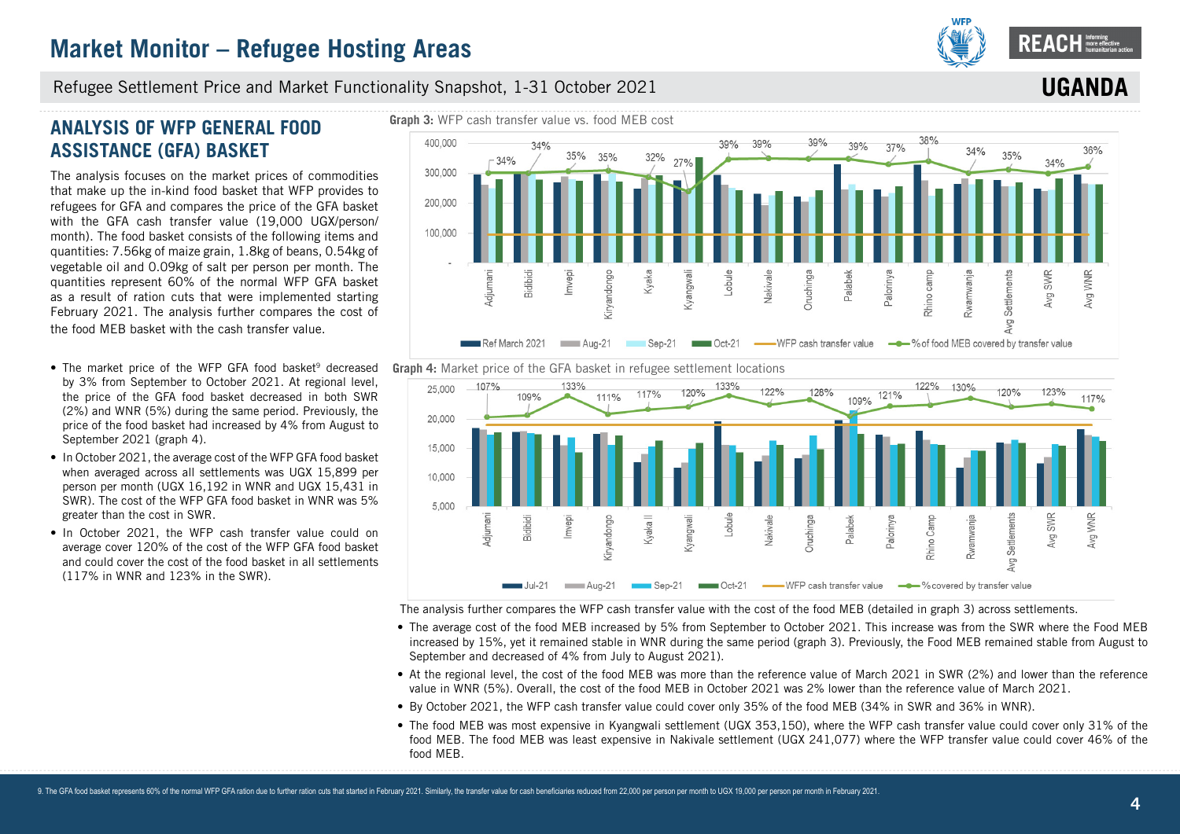## ANALYSIS OF WFP GENERAL FOOD ASSISTANCE (GFA) BASKET

The analysis focuses on the market prices of commodities that make up the in-kind food basket that WFP provides to refugees for GFA and compares the price of the GFA basket with the GFA cash transfer value (19,000 UGX/person/month). The food basket consists of the following items and quantities: 7.56kg of maize grain, 1.8kg of beans, 0.54kg of vegetable oil and 0.09kg of salt per person per month. The quantities represent 60% of the normal WFP GFA basket as a result of ration cuts that were implemented starting February 2021. The analysis further compares the cost of the food MEB basket with the cash transfer value.

- The market price of the WFP GFA food basket[9] decreased by 3% from September to October 2021. At regional level, the price of the GFA food basket decreased in both SWR (2%) and WNR (5%) during the same period. Previously, the price of the food basket had increased by 4% from August to September 2021 (graph 4).
- In October 2021, the average cost of the WFP GFA food basket when averaged across all settlements was UGX 15,899 per person per month (UGX 16,192 in WNR and UGX 15,431 in SWR). The cost of the WFP GFA food basket in WNR was 5% greater than the cost in SWR.
- In October 2021, the WFP cash transfer value could on average cover 120% of the cost of the WFP GFA food basket and could cover the cost of the food basket in all settlements (117% in WNR and 123% in the SWR).

**Graph 3:** WFP cash transfer value vs. food MEB cost

Legend: Ref March 2021, Aug-21, Sep-21, Oct-21, WFP cash transfer value, % of food MEB covered by transfer value

| Location | % of food MEB covered by transfer value |
|---|---|
| Adjumani | 34% |
| Bidibidi | 34% |
| Imvepi | 35% |
| Kiryandongo | 35% |
| Kyaka | 32% |
| Kyangwali | 27% |
| Lobule | 39% |
| Nakivale | 39% |
| Oruchinga | 39% |
| Palabek | 39% |
| Palorinya | 37% |
| Rhino camp | 38% |
| Rwamwanja | 34% |
| Avg Settlements | 35% |
| Avg SWR | 34% |
| Avg WNR | 36% |

**Graph 4:** Market price of the GFA basket in refugee settlement locations

Legend: Jul-21, Aug-21, Sep-21, Oct-21, WFP cash transfer value, % covered by transfer value

| Location | % covered by transfer value |
|---|---|
| Adjumani | 107% |
| Bidibidi | 109% |
| Imvepi | 133% |
| Kiryandongo | 111% |
| Kyaka II | 117% |
| Kyangwali | 120% |
| Lobule | 133% |
| Nakivale | 122% |
| Oruchinga | 128% |
| Palabek | 109% |
| Palorinya | 121% |
| Rhino Camp | 122% |
| Rwamwanja | 130% |
| Avg Settlements | 120% |
| Avg SWR | 123% |
| Avg WNR | 117% |

The analysis further compares the WFP cash transfer value with the cost of the food MEB (detailed in graph 3) across settlements.

- The average cost of the food MEB increased by 5% from September to October 2021. This increase was from the SWR where the Food MEB increased by 15%, yet it remained stable in WNR during the same period (graph 3). Previously, the Food MEB remained stable from August to September and decreased of 4% from July to August 2021).
- At the regional level, the cost of the food MEB was more than the reference value of March 2021 in SWR (2%) and lower than the reference value in WNR (5%). Overall, the cost of the food MEB in October 2021 was 2% lower than the reference value of March 2021.
- By October 2021, the WFP cash transfer value could cover only 35% of the food MEB (34% in SWR and 36% in WNR).
- The food MEB was most expensive in Kyangwali settlement (UGX 353,150), where the WFP cash transfer value could cover only 31% of the food MEB. The food MEB was least expensive in Nakivale settlement (UGX 241,077) where the WFP transfer value could cover 46% of the food MEB.

9. The GFA food basket represents 60% of the normal WFP GFA ration due to further ration cuts that started in February 2021. Similarly, the transfer value for cash beneficiaries reduced from 22,000 per person per month to UGX 19,000 per person per month in February 2021.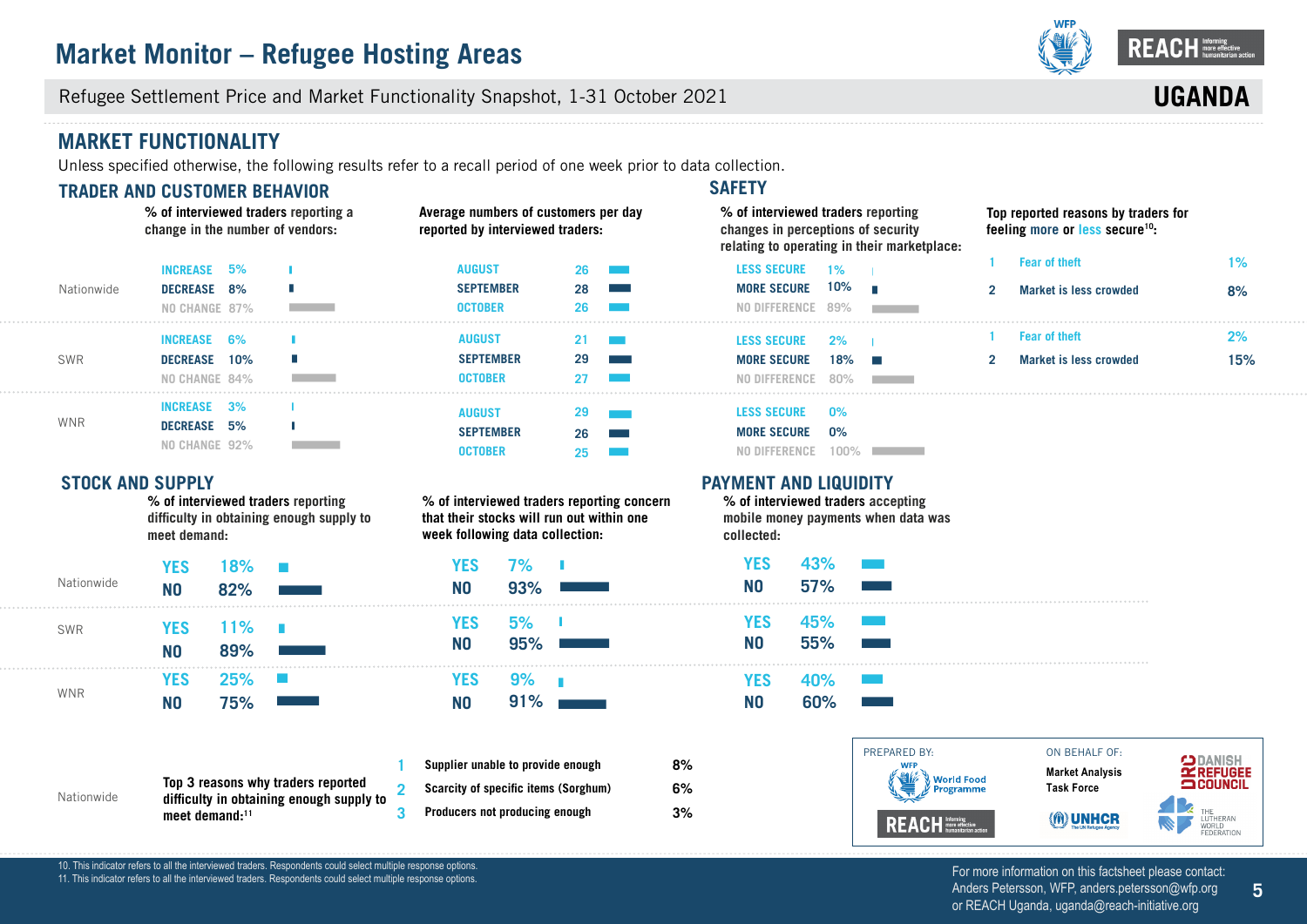# Market Monitor – Refugee Hosting Areas

Refugee Settlement Price and Market Functionality Snapshot, 1-31 October 2021

**UGANDA**

## MARKET FUNCTIONALITY

Unless specified otherwise, the following results refer to a recall period of one week prior to data collection.

### TRADER AND CUSTOMER BEHAVIOR

**% of interviewed traders reporting a change in the number of vendors:**

Nationwide
INCREASE 5%
DECREASE 8%
NO CHANGE 87%

SWR
INCREASE 6%
DECREASE 10%
NO CHANGE 84%

WNR
INCREASE 3%
DECREASE 5%
NO CHANGE 92%

**Average numbers of customers per day reported by interviewed traders:**

Nationwide
AUGUST 26
SEPTEMBER 28
OCTOBER 26

SWR
AUGUST 21
SEPTEMBER 29
OCTOBER 27

WNR
AUGUST 29
SEPTEMBER 26
OCTOBER 25

### SAFETY

**% of interviewed traders reporting changes in perceptions of security relating to operating in their marketplace:**

Nationwide
LESS SECURE 1%
MORE SECURE 10%
NO DIFFERENCE 89%

SWR
LESS SECURE 2%
MORE SECURE 18%
NO DIFFERENCE 80%

WNR
LESS SECURE 0%
MORE SECURE 0%
NO DIFFERENCE 100%

**Top reported reasons by traders for feeling more or less secure[10]:**

| | | Nationwide | |
|---|---|---|---|
| 1 | Fear of theft | 1% |
| 2 | Market is less crowded | 8% |

| | | SWR | |
|---|---|---|---|
| 1 | Fear of theft | 2% |
| 2 | Market is less crowded | 15% |

### STOCK AND SUPPLY

**% of interviewed traders reporting difficulty in obtaining enough supply to meet demand:**

Nationwide
YES 18%
NO 82%

SWR
YES 11%
NO 89%

WNR
YES 25%
NO 75%

**% of interviewed traders reporting concern that their stocks will run out within one week following data collection:**

Nationwide
YES 7%
NO 93%

SWR
YES 5%
NO 95%

WNR
YES 9%
NO 91%

**Top 3 reasons why traders reported difficulty in obtaining enough supply to meet demand:[11]** (Nationwide)

| | | |
|---|---|---|
| 1 | Supplier unable to provide enough | 8% |
| 2 | Scarcity of specific items (Sorghum) | 6% |
| 3 | Producers not producing enough | 3% |

### PAYMENT AND LIQUIDITY

**% of interviewed traders accepting mobile money payments when data was collected:**

Nationwide
YES 43%
NO 57%

SWR
YES 45%
NO 55%

WNR
YES 40%
NO 60%

PREPARED BY: WFP World Food Programme, REACH

ON BEHALF OF: Market Analysis Task Force, UNHCR, Danish Refugee Council, The Lutheran World Federation

10. This indicator refers to all the interviewed traders. Respondents could select multiple response options.
11. This indicator refers to all the interviewed traders. Respondents could select multiple response options.

For more information on this factsheet please contact:
Anders Petersson, WFP, anders.petersson@wfp.org
or REACH Uganda, uganda@reach-initiative.org